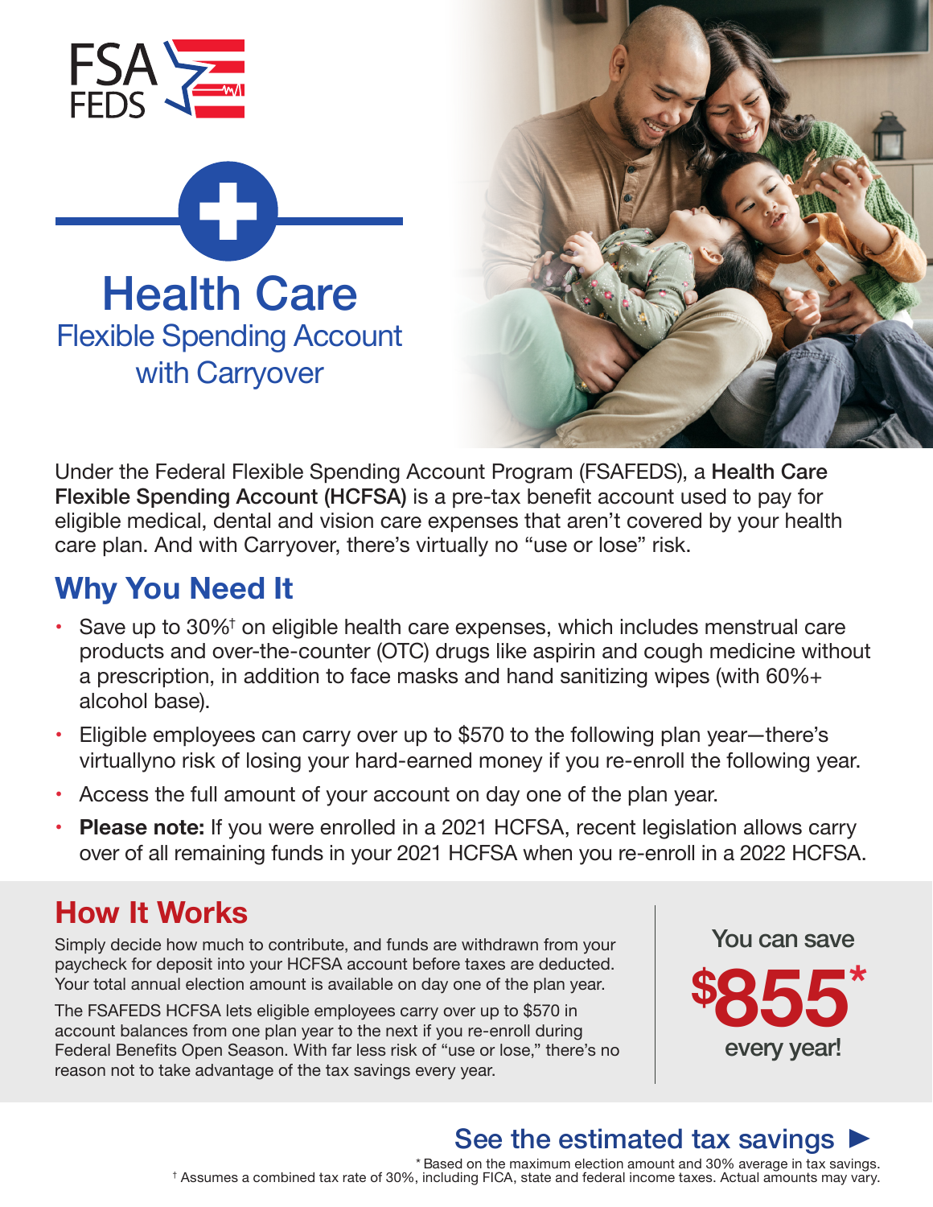FSA FEDS

# Health Care

## Flexible Spending Account with Carryover

Under the Federal Flexible Spending Account Program (FSAFEDS), a **Health Care Flexible Spending Account (HCFSA)** is a pre-tax benefit account used to pay for eligible medical, dental and vision care expenses that aren't covered by your health care plan. And with Carryover, there's virtually no "use or lose" risk.

## Why You Need It

- Save up to 30%[†] on eligible health care expenses, which includes menstrual care products and over-the-counter (OTC) drugs like aspirin and cough medicine without a prescription, in addition to face masks and hand sanitizing wipes (with 60%+ alcohol base).
- Eligible employees can carry over up to $570 to the following plan year—there's virtuallyno risk of losing your hard-earned money if you re-enroll the following year.
- Access the full amount of your account on day one of the plan year.
- **Please note:** If you were enrolled in a 2021 HCFSA, recent legislation allows carry over of all remaining funds in your 2021 HCFSA when you re-enroll in a 2022 HCFSA.

## How It Works

Simply decide how much to contribute, and funds are withdrawn from your paycheck for deposit into your HCFSA account before taxes are deducted. Your total annual election amount is available on day one of the plan year.

The FSAFEDS HCFSA lets eligible employees carry over up to $570 in account balances from one plan year to the next if you re-enroll during Federal Benefits Open Season. With far less risk of "use or lose," there's no reason not to take advantage of the tax savings every year.

You can save **$855*** every year!

**See the estimated tax savings ►**

* Based on the maximum election amount and 30% average in tax savings.

† Assumes a combined tax rate of 30%, including FICA, state and federal income taxes. Actual amounts may vary.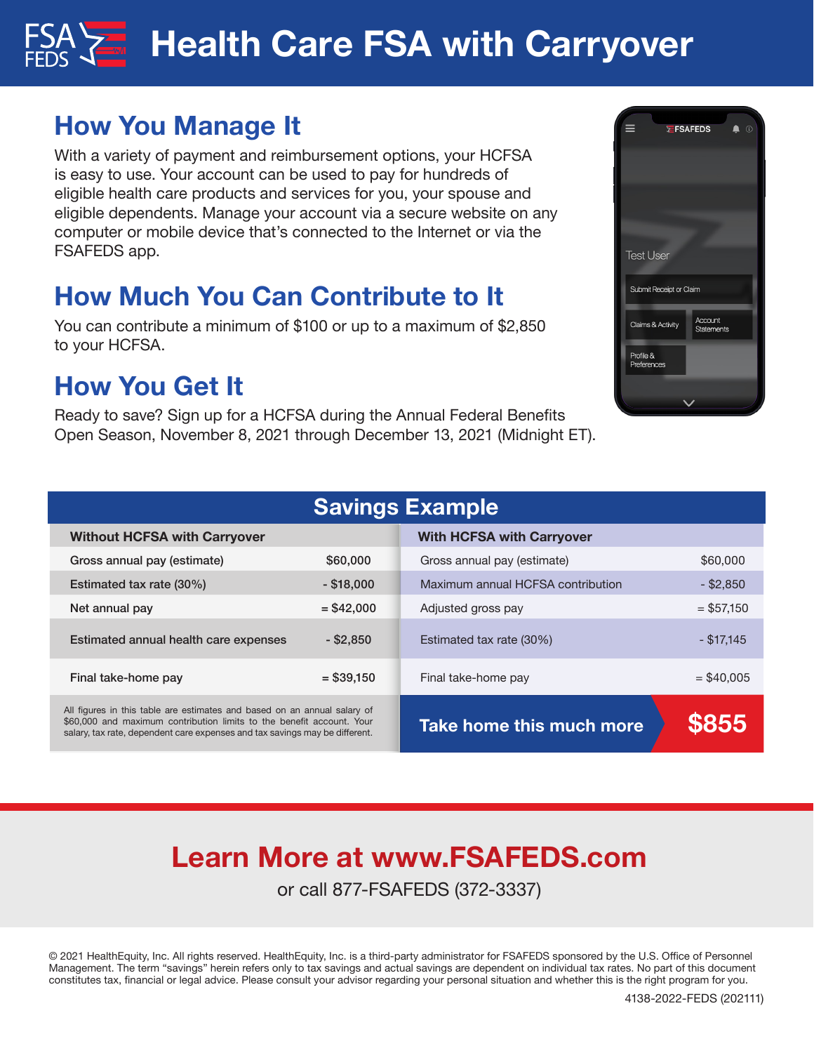# Health Care FSA with Carryover

## How You Manage It

With a variety of payment and reimbursement options, your HCFSA is easy to use. Your account can be used to pay for hundreds of eligible health care products and services for you, your spouse and eligible dependents. Manage your account via a secure website on any computer or mobile device that's connected to the Internet or via the FSAFEDS app.

## How Much You Can Contribute to It

You can contribute a minimum of $100 or up to a maximum of $2,850 to your HCFSA.

## How You Get It

Ready to save? Sign up for a HCFSA during the Annual Federal Benefits Open Season, November 8, 2021 through December 13, 2021 (Midnight ET).

## Savings Example

| Without HCFSA with Carryover | | With HCFSA with Carryover | |
|---|---|---|---|
| Gross annual pay (estimate) | $60,000 | Gross annual pay (estimate) | $60,000 |
| Estimated tax rate (30%) | - $18,000 | Maximum annual HCFSA contribution | - $2,850 |
| Net annual pay | = $42,000 | Adjusted gross pay | = $57,150 |
| Estimated annual health care expenses | - $2,850 | Estimated tax rate (30%) | - $17,145 |
| Final take-home pay | = $39,150 | Final take-home pay | = $40,005 |
| All figures in this table are estimates and based on an annual salary of $60,000 and maximum contribution limits to the benefit account. Your salary, tax rate, dependent care expenses and tax savings may be different. | | **Take home this much more** | **$855** |

## Learn More at www.FSAFEDS.com

or call 877-FSAFEDS (372-3337)

© 2021 HealthEquity, Inc. All rights reserved. HealthEquity, Inc. is a third-party administrator for FSAFEDS sponsored by the U.S. Office of Personnel Management. The term "savings" herein refers only to tax savings and actual savings are dependent on individual tax rates. No part of this document constitutes tax, financial or legal advice. Please consult your advisor regarding your personal situation and whether this is the right program for you.

4138-2022-FEDS (202111)